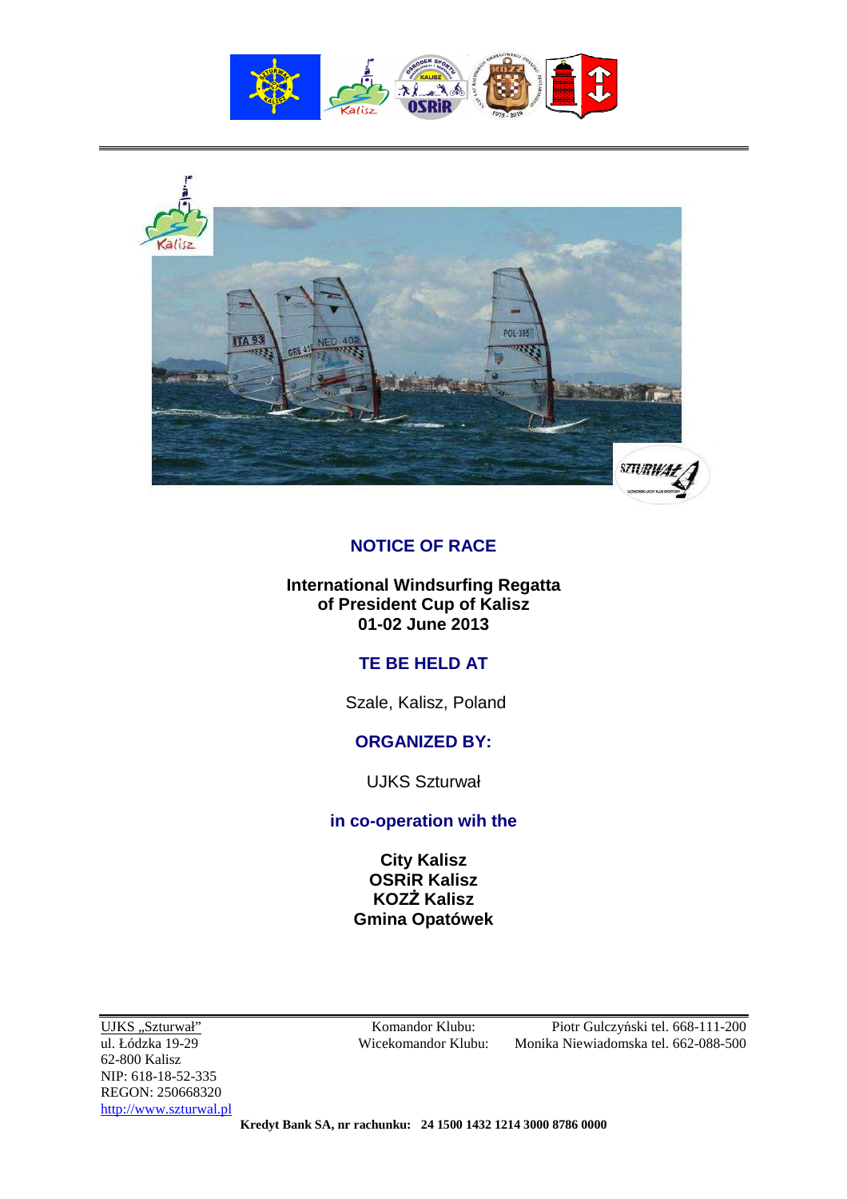# NOTICE OF RACE

**International Windsurfing Regatta**
**of President Cup of Kalisz**
**01-02 June 2013**

## TE BE HELD AT

Szale, Kalisz, Poland

## ORGANIZED BY:

UJKS Szturwał

## in co-operation wih the

**City Kalisz**
**OSRiR Kalisz**
**KOZŻ Kalisz**
**Gmina Opatówek**

---

UJKS „Szturwał"
ul. Łódzka 19-29
62-800 Kalisz
NIP: 618-18-52-335
REGON: 250668320
http://www.szturwal.pl

Komandor Klubu: Piotr Gulczyński tel. 668-111-200
Wicekomandor Klubu: Monika Niewiadomska tel. 662-088-500

**Kredyt Bank SA, nr rachunku: 24 1500 1432 1214 3000 8786 0000**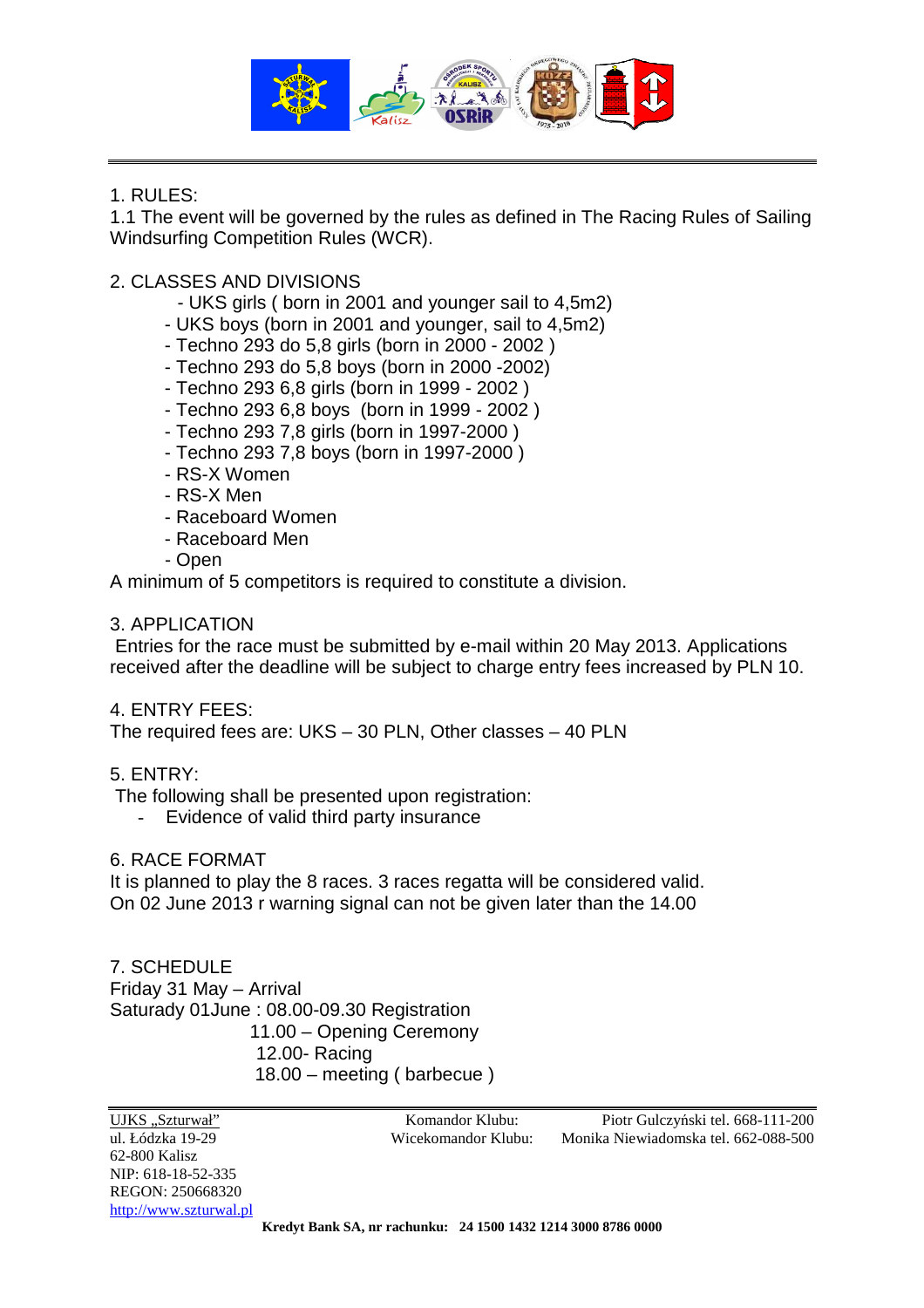1. RULES:

1.1 The event will be governed by the rules as defined in The Racing Rules of Sailing Windsurfing Competition Rules (WCR).

2. CLASSES AND DIVISIONS

- UKS girls ( born in 2001 and younger sail to 4,5m2)
- UKS boys (born in 2001 and younger, sail to 4,5m2)
- Techno 293 do 5,8 girls (born in 2000 - 2002 )
- Techno 293 do 5,8 boys (born in 2000 -2002)
- Techno 293 6,8 girls (born in 1999 - 2002 )
- Techno 293 6,8 boys (born in 1999 - 2002 )
- Techno 293 7,8 girls (born in 1997-2000 )
- Techno 293 7,8 boys (born in 1997-2000 )
- RS-X Women
- RS-X Men
- Raceboard Women
- Raceboard Men
- Open

A minimum of 5 competitors is required to constitute a division.

3. APPLICATION

Entries for the race must be submitted by e-mail within 20 May 2013. Applications received after the deadline will be subject to charge entry fees increased by PLN 10.

4. ENTRY FEES:

The required fees are: UKS – 30 PLN, Other classes – 40 PLN

5. ENTRY:

The following shall be presented upon registration:

- Evidence of valid third party insurance

6. RACE FORMAT

It is planned to play the 8 races. 3 races regatta will be considered valid.
On 02 June 2013 r warning signal can not be given later than the 14.00

7. SCHEDULE

Friday 31 May – Arrival
Saturady 01June : 08.00-09.30 Registration
11.00 – Opening Ceremony
12.00- Racing
18.00 – meeting ( barbecue )

UJKS „Szturwał"
ul. Łódzka 19-29
62-800 Kalisz
NIP: 618-18-52-335
REGON: 250668320
http://www.szturwal.pl

Komandor Klubu: Piotr Gulczyński tel. 668-111-200
Wicekomandor Klubu: Monika Niewiadomska tel. 662-088-500

**Kredyt Bank SA, nr rachunku: 24 1500 1432 1214 3000 8786 0000**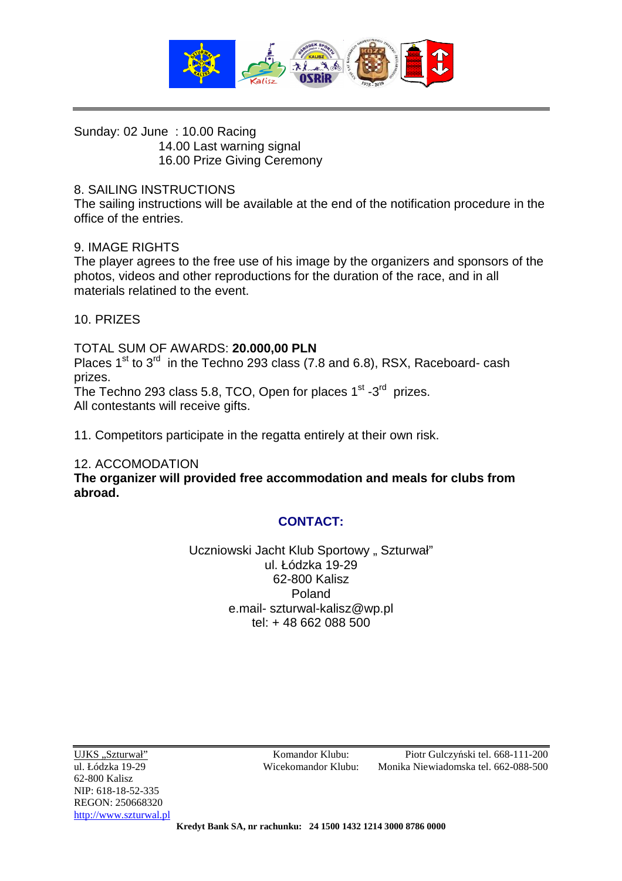Sunday: 02 June : 10.00 Racing
14.00 Last warning signal
16.00 Prize Giving Ceremony

8. SAILING INSTRUCTIONS
The sailing instructions will be available at the end of the notification procedure in the office of the entries.

9. IMAGE RIGHTS
The player agrees to the free use of his image by the organizers and sponsors of the photos, videos and other reproductions for the duration of the race, and in all materials relatined to the event.

10. PRIZES

TOTAL SUM OF AWARDS: **20.000,00 PLN**
Places 1st to 3rd in the Techno 293 class (7.8 and 6.8), RSX, Raceboard- cash prizes.
The Techno 293 class 5.8, TCO, Open for places 1st -3rd prizes.
All contestants will receive gifts.

11. Competitors participate in the regatta entirely at their own risk.

12. ACCOMODATION
**The organizer will provided free accommodation and meals for clubs from abroad.**

**CONTACT:**

Uczniowski Jacht Klub Sportowy „ Szturwał"
ul. Łódzka 19-29
62-800 Kalisz
Poland
e.mail- szturwal-kalisz@wp.pl
tel: + 48 662 088 500

UJKS „Szturwał"
ul. Łódzka 19-29
62-800 Kalisz
NIP: 618-18-52-335
REGON: 250668320
http://www.szturwal.pl

Komandor Klubu: Piotr Gulczyński tel. 668-111-200
Wicekomandor Klubu: Monika Niewiadomska tel. 662-088-500

**Kredyt Bank SA, nr rachunku: 24 1500 1432 1214 3000 8786 0000**